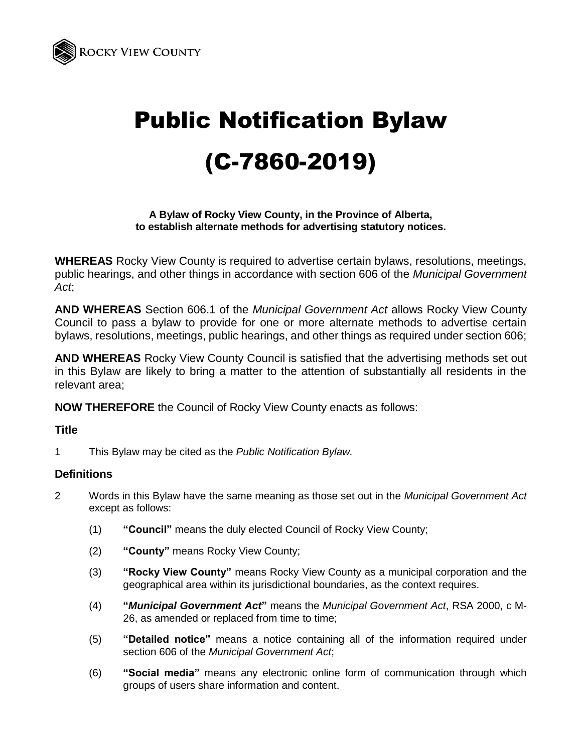# Public Notification Bylaw

# (C-7860-2019)

**A Bylaw of Rocky View County, in the Province of Alberta, to establish alternate methods for advertising statutory notices.**

**WHEREAS** Rocky View County is required to advertise certain bylaws, resolutions, meetings, public hearings, and other things in accordance with section 606 of the *Municipal Government Act*;

**AND WHEREAS** Section 606.1 of the *Municipal Government Act* allows Rocky View County Council to pass a bylaw to provide for one or more alternate methods to advertise certain bylaws, resolutions, meetings, public hearings, and other things as required under section 606;

**AND WHEREAS** Rocky View County Council is satisfied that the advertising methods set out in this Bylaw are likely to bring a matter to the attention of substantially all residents in the relevant area;

**NOW THEREFORE** the Council of Rocky View County enacts as follows:

### Title

1 This Bylaw may be cited as the *Public Notification Bylaw.*

### Definitions

2 Words in this Bylaw have the same meaning as those set out in the *Municipal Government Act* except as follows:

(1) **"Council"** means the duly elected Council of Rocky View County;

(2) **"County"** means Rocky View County;

(3) **"Rocky View County"** means Rocky View County as a municipal corporation and the geographical area within its jurisdictional boundaries, as the context requires.

(4) **"*Municipal Government Act*"** means the *Municipal Government Act*, RSA 2000, c M-26, as amended or replaced from time to time;

(5) **"Detailed notice"** means a notice containing all of the information required under section 606 of the *Municipal Government Act*;

(6) **"Social media"** means any electronic online form of communication through which groups of users share information and content.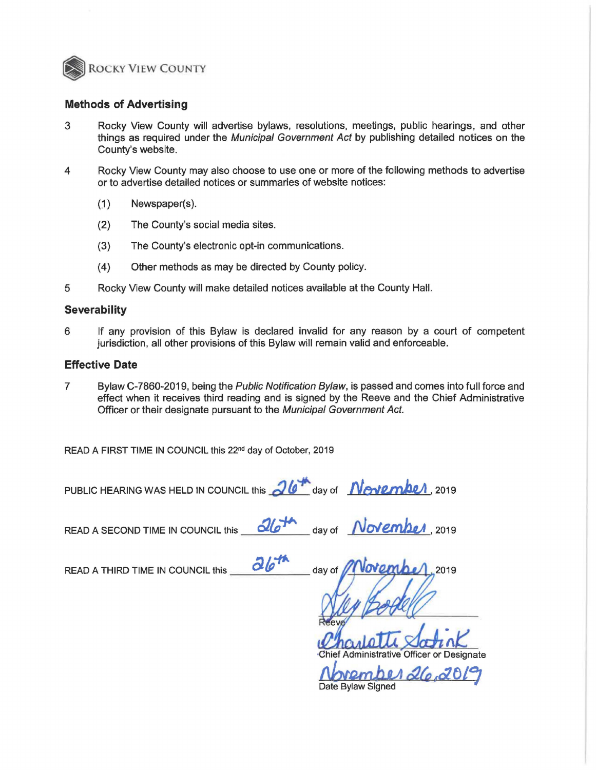ROCKY VIEW COUNTY

## Methods of Advertising

3 Rocky View County will advertise bylaws, resolutions, meetings, public hearings, and other things as required under the *Municipal Government Act* by publishing detailed notices on the County's website.

4 Rocky View County may also choose to use one or more of the following methods to advertise or to advertise detailed notices or summaries of website notices:

(1) Newspaper(s).

(2) The County's social media sites.

(3) The County's electronic opt-in communications.

(4) Other methods as may be directed by County policy.

5 Rocky View County will make detailed notices available at the County Hall.

## Severability

6 If any provision of this Bylaw is declared invalid for any reason by a court of competent jurisdiction, all other provisions of this Bylaw will remain valid and enforceable.

## Effective Date

7 Bylaw C-7860-2019, being the *Public Notification Bylaw*, is passed and comes into full force and effect when it receives third reading and is signed by the Reeve and the Chief Administrative Officer or their designate pursuant to the *Municipal Government Act.*

READ A FIRST TIME IN COUNCIL this 22nd day of October, 2019

PUBLIC HEARING WAS HELD IN COUNCIL this 26th day of November, 2019

READ A SECOND TIME IN COUNCIL this 26th day of November, 2019

READ A THIRD TIME IN COUNCIL this 26th day of November, 2019

Reeve

Chief Administrative Officer or Designate

November 26, 2019
Date Bylaw Signed